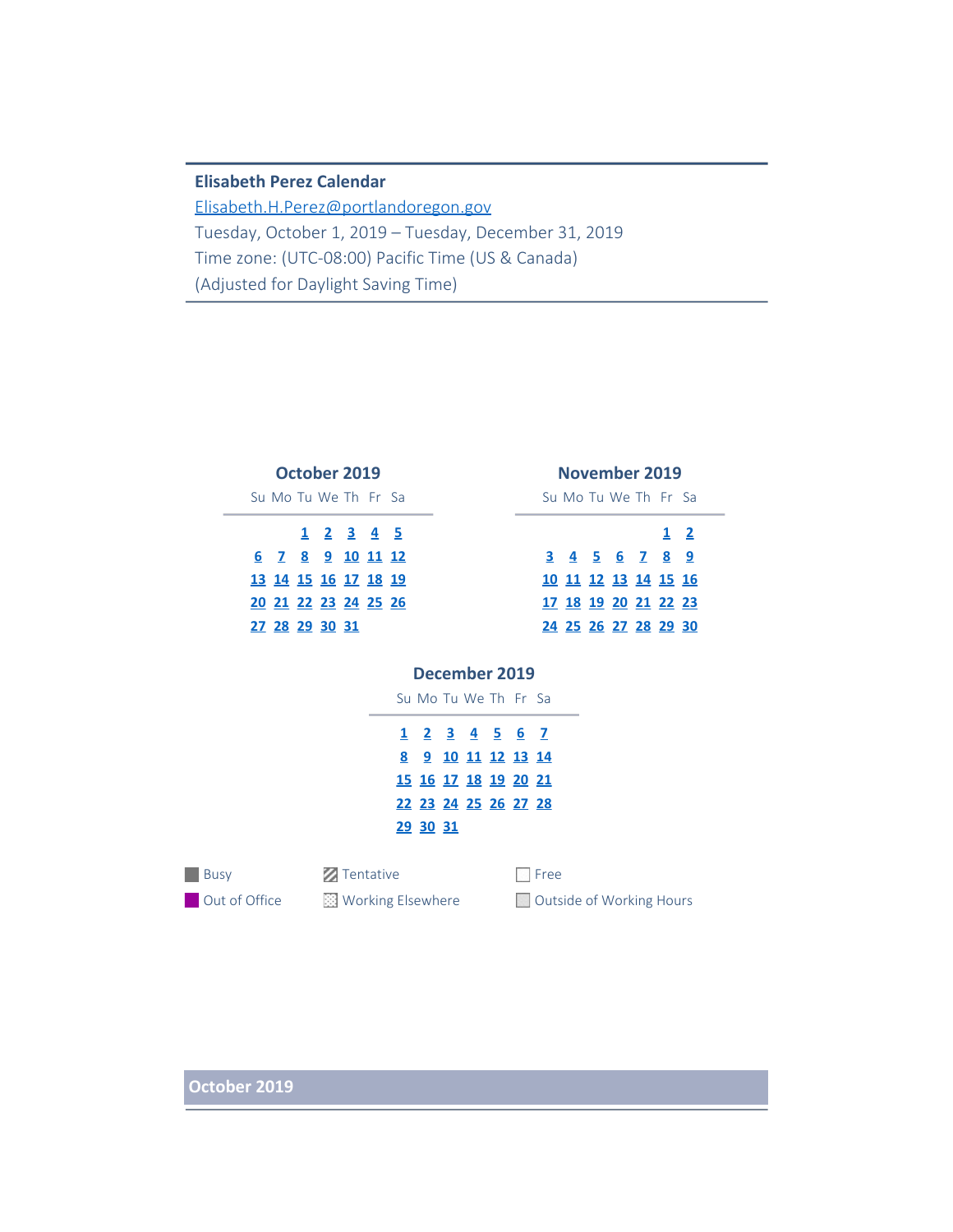**Elisabeth Perez Calendar**

Elisabeth.H.Perez@portlandoregon.gov

Tuesday, October 1, 2019 – Tuesday, December 31, 2019

Time zone: (UTC-08:00) Pacific Time (US & Canada)

(Adjusted for Daylight Saving Time)

### October 2019

| Su | Mo | Tu | We | Th | Fr | Sa |
|---|---|---|---|---|---|---|
| | | 1 | 2 | 3 | 4 | 5 |
| 6 | 7 | 8 | 9 | 10 | 11 | 12 |
| 13 | 14 | 15 | 16 | 17 | 18 | 19 |
| 20 | 21 | 22 | 23 | 24 | 25 | 26 |
| 27 | 28 | 29 | 30 | 31 | | |

### November 2019

| Su | Mo | Tu | We | Th | Fr | Sa |
|---|---|---|---|---|---|---|
| | | | | | 1 | 2 |
| 3 | 4 | 5 | 6 | 7 | 8 | 9 |
| 10 | 11 | 12 | 13 | 14 | 15 | 16 |
| 17 | 18 | 19 | 20 | 21 | 22 | 23 |
| 24 | 25 | 26 | 27 | 28 | 29 | 30 |

### December 2019

| Su | Mo | Tu | We | Th | Fr | Sa |
|---|---|---|---|---|---|---|
| 1 | 2 | 3 | 4 | 5 | 6 | 7 |
| 8 | 9 | 10 | 11 | 12 | 13 | 14 |
| 15 | 16 | 17 | 18 | 19 | 20 | 21 |
| 22 | 23 | 24 | 25 | 26 | 27 | 28 |
| 29 | 30 | 31 | | | | |

Busy | Tentative | Free

Out of Office | Working Elsewhere | Outside of Working Hours

## October 2019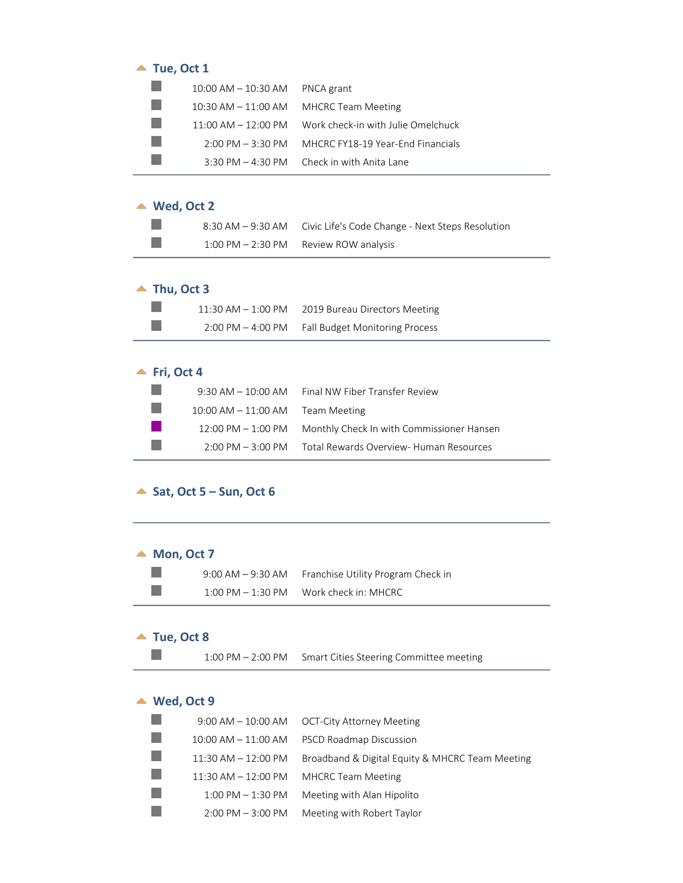## Tue, Oct 1

| | |
|---|---|
| 10:00 AM – 10:30 AM | PNCA grant |
| 10:30 AM – 11:00 AM | MHCRC Team Meeting |
| 11:00 AM – 12:00 PM | Work check-in with Julie Omelchuck |
| 2:00 PM – 3:30 PM | MHCRC FY18-19 Year-End Financials |
| 3:30 PM – 4:30 PM | Check in with Anita Lane |

## Wed, Oct 2

| | |
|---|---|
| 8:30 AM – 9:30 AM | Civic Life's Code Change - Next Steps Resolution |
| 1:00 PM – 2:30 PM | Review ROW analysis |

## Thu, Oct 3

| | |
|---|---|
| 11:30 AM – 1:00 PM | 2019 Bureau Directors Meeting |
| 2:00 PM – 4:00 PM | Fall Budget Monitoring Process |

## Fri, Oct 4

| | |
|---|---|
| 9:30 AM – 10:00 AM | Final NW Fiber Transfer Review |
| 10:00 AM – 11:00 AM | Team Meeting |
| 12:00 PM – 1:00 PM | Monthly Check In with Commissioner Hansen |
| 2:00 PM – 3:00 PM | Total Rewards Overview- Human Resources |

## Sat, Oct 5 – Sun, Oct 6

## Mon, Oct 7

| | |
|---|---|
| 9:00 AM – 9:30 AM | Franchise Utility Program Check in |
| 1:00 PM – 1:30 PM | Work check in: MHCRC |

## Tue, Oct 8

| | |
|---|---|
| 1:00 PM – 2:00 PM | Smart Cities Steering Committee meeting |

## Wed, Oct 9

| | |
|---|---|
| 9:00 AM – 10:00 AM | OCT-City Attorney Meeting |
| 10:00 AM – 11:00 AM | PSCD Roadmap Discussion |
| 11:30 AM – 12:00 PM | Broadband & Digital Equity & MHCRC Team Meeting |
| 11:30 AM – 12:00 PM | MHCRC Team Meeting |
| 1:00 PM – 1:30 PM | Meeting with Alan Hipolito |
| 2:00 PM – 3:00 PM | Meeting with Robert Taylor |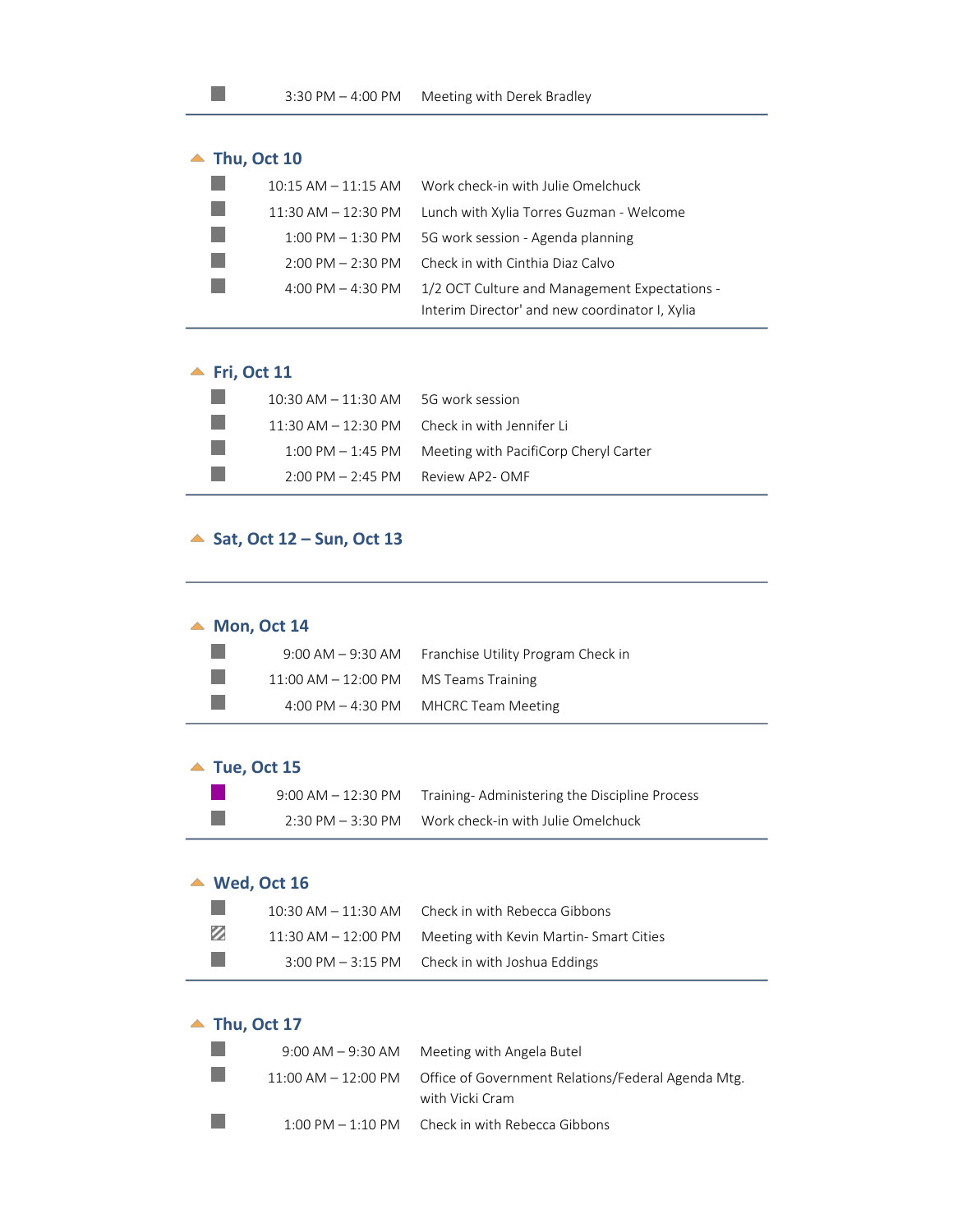| | | |
|---|---|---|
| | 3:30 PM – 4:00 PM | Meeting with Derek Bradley |

## Thu, Oct 10

| | | |
|---|---|---|
| | 10:15 AM – 11:15 AM | Work check-in with Julie Omelchuck |
| | 11:30 AM – 12:30 PM | Lunch with Xylia Torres Guzman - Welcome |
| | 1:00 PM – 1:30 PM | 5G work session - Agenda planning |
| | 2:00 PM – 2:30 PM | Check in with Cinthia Diaz Calvo |
| | 4:00 PM – 4:30 PM | 1/2 OCT Culture and Management Expectations - Interim Director' and new coordinator I, Xylia |

## Fri, Oct 11

| | | |
|---|---|---|
| | 10:30 AM – 11:30 AM | 5G work session |
| | 11:30 AM – 12:30 PM | Check in with Jennifer Li |
| | 1:00 PM – 1:45 PM | Meeting with PacifiCorp Cheryl Carter |
| | 2:00 PM – 2:45 PM | Review AP2- OMF |

## Sat, Oct 12 – Sun, Oct 13

## Mon, Oct 14

| | | |
|---|---|---|
| | 9:00 AM – 9:30 AM | Franchise Utility Program Check in |
| | 11:00 AM – 12:00 PM | MS Teams Training |
| | 4:00 PM – 4:30 PM | MHCRC Team Meeting |

## Tue, Oct 15

| | | |
|---|---|---|
| | 9:00 AM – 12:30 PM | Training- Administering the Discipline Process |
| | 2:30 PM – 3:30 PM | Work check-in with Julie Omelchuck |

## Wed, Oct 16

| | | |
|---|---|---|
| | 10:30 AM – 11:30 AM | Check in with Rebecca Gibbons |
| | 11:30 AM – 12:00 PM | Meeting with Kevin Martin- Smart Cities |
| | 3:00 PM – 3:15 PM | Check in with Joshua Eddings |

## Thu, Oct 17

| | | |
|---|---|---|
| | 9:00 AM – 9:30 AM | Meeting with Angela Butel |
| | 11:00 AM – 12:00 PM | Office of Government Relations/Federal Agenda Mtg. with Vicki Cram |
| | 1:00 PM – 1:10 PM | Check in with Rebecca Gibbons |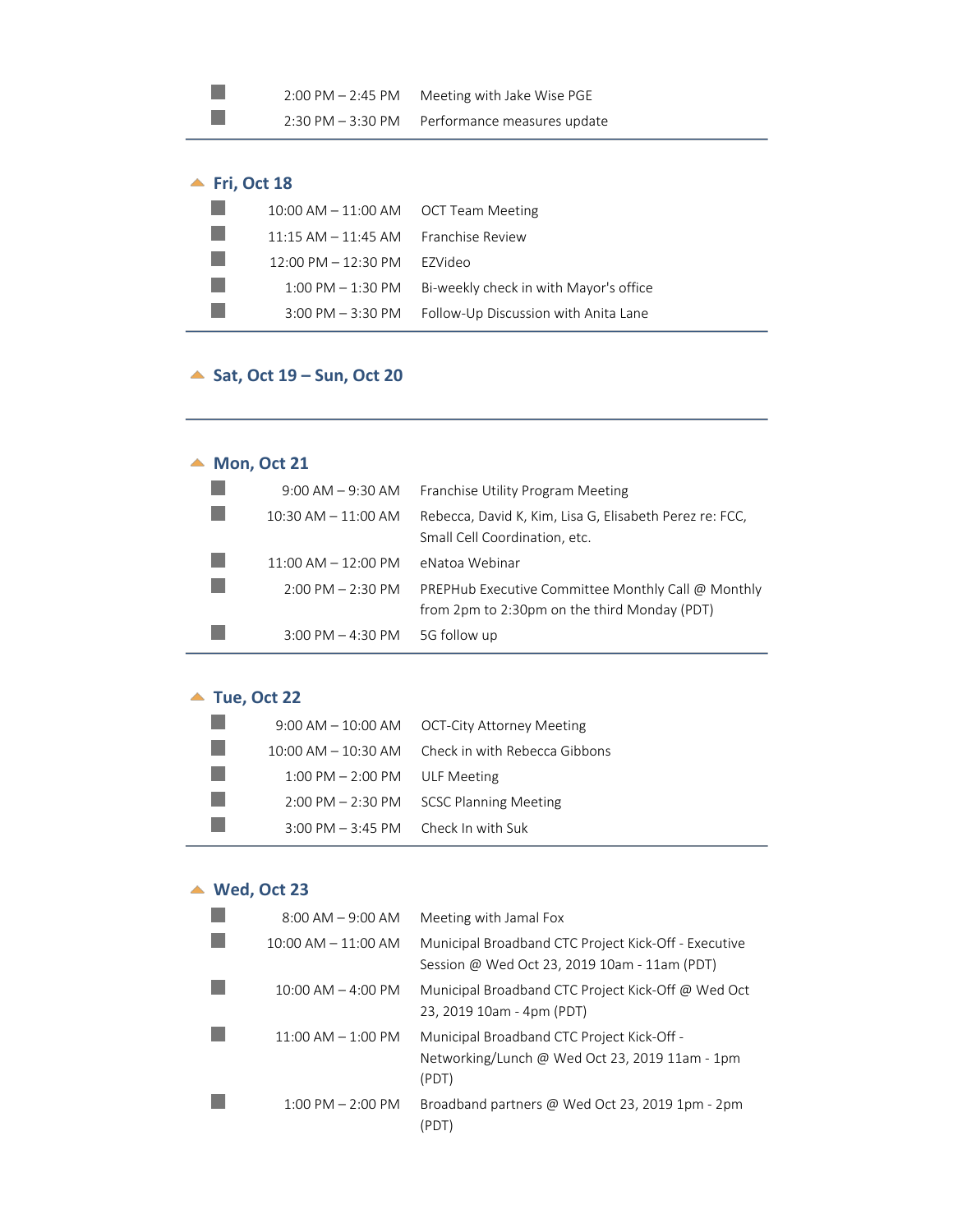| | | |
|---|---|---|
| ■ | 2:00 PM – 2:45 PM | Meeting with Jake Wise PGE |
| ■ | 2:30 PM – 3:30 PM | Performance measures update |

## Fri, Oct 18

| | | |
|---|---|---|
| ■ | 10:00 AM – 11:00 AM | OCT Team Meeting |
| ■ | 11:15 AM – 11:45 AM | Franchise Review |
| ■ | 12:00 PM – 12:30 PM | EZVideo |
| ■ | 1:00 PM – 1:30 PM | Bi-weekly check in with Mayor's office |
| ■ | 3:00 PM – 3:30 PM | Follow-Up Discussion with Anita Lane |

## Sat, Oct 19 – Sun, Oct 20

## Mon, Oct 21

| | | |
|---|---|---|
| ■ | 9:00 AM – 9:30 AM | Franchise Utility Program Meeting |
| ■ | 10:30 AM – 11:00 AM | Rebecca, David K, Kim, Lisa G, Elisabeth Perez re: FCC, Small Cell Coordination, etc. |
| ■ | 11:00 AM – 12:00 PM | eNatoa Webinar |
| ■ | 2:00 PM – 2:30 PM | PREPHub Executive Committee Monthly Call @ Monthly from 2pm to 2:30pm on the third Monday (PDT) |
| ■ | 3:00 PM – 4:30 PM | 5G follow up |

## Tue, Oct 22

| | | |
|---|---|---|
| ■ | 9:00 AM – 10:00 AM | OCT-City Attorney Meeting |
| ■ | 10:00 AM – 10:30 AM | Check in with Rebecca Gibbons |
| ■ | 1:00 PM – 2:00 PM | ULF Meeting |
| ■ | 2:00 PM – 2:30 PM | SCSC Planning Meeting |
| ■ | 3:00 PM – 3:45 PM | Check In with Suk |

## Wed, Oct 23

| | | |
|---|---|---|
| ■ | 8:00 AM – 9:00 AM | Meeting with Jamal Fox |
| ■ | 10:00 AM – 11:00 AM | Municipal Broadband CTC Project Kick-Off - Executive Session @ Wed Oct 23, 2019 10am - 11am (PDT) |
| ■ | 10:00 AM – 4:00 PM | Municipal Broadband CTC Project Kick-Off @ Wed Oct 23, 2019 10am - 4pm (PDT) |
| ■ | 11:00 AM – 1:00 PM | Municipal Broadband CTC Project Kick-Off - Networking/Lunch @ Wed Oct 23, 2019 11am - 1pm (PDT) |
| ■ | 1:00 PM – 2:00 PM | Broadband partners @ Wed Oct 23, 2019 1pm - 2pm (PDT) |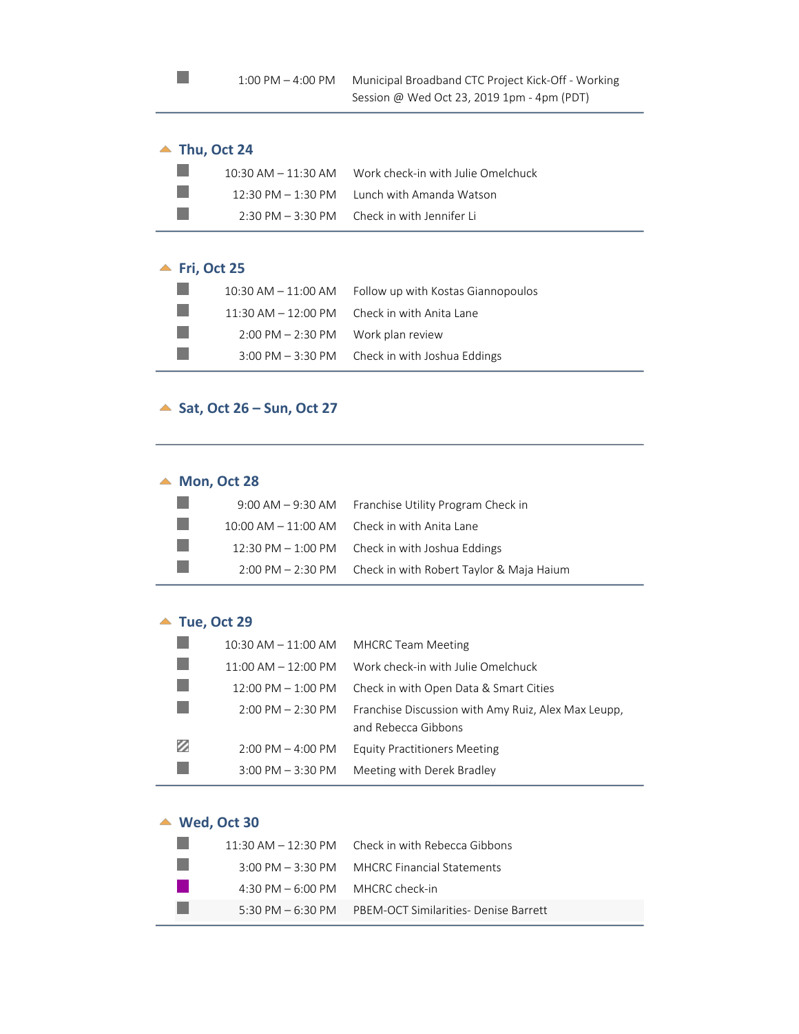| | | |
|---|---|---|
| | 1:00 PM – 4:00 PM | Municipal Broadband CTC Project Kick-Off - Working Session @ Wed Oct 23, 2019 1pm - 4pm (PDT) |

## Thu, Oct 24

| | | |
|---|---|---|
| | 10:30 AM – 11:30 AM | Work check-in with Julie Omelchuck |
| | 12:30 PM – 1:30 PM | Lunch with Amanda Watson |
| | 2:30 PM – 3:30 PM | Check in with Jennifer Li |

## Fri, Oct 25

| | | |
|---|---|---|
| | 10:30 AM – 11:00 AM | Follow up with Kostas Giannopoulos |
| | 11:30 AM – 12:00 PM | Check in with Anita Lane |
| | 2:00 PM – 2:30 PM | Work plan review |
| | 3:00 PM – 3:30 PM | Check in with Joshua Eddings |

## Sat, Oct 26 – Sun, Oct 27

## Mon, Oct 28

| | | |
|---|---|---|
| | 9:00 AM – 9:30 AM | Franchise Utility Program Check in |
| | 10:00 AM – 11:00 AM | Check in with Anita Lane |
| | 12:30 PM – 1:00 PM | Check in with Joshua Eddings |
| | 2:00 PM – 2:30 PM | Check in with Robert Taylor & Maja Haium |

## Tue, Oct 29

| | | |
|---|---|---|
| | 10:30 AM – 11:00 AM | MHCRC Team Meeting |
| | 11:00 AM – 12:00 PM | Work check-in with Julie Omelchuck |
| | 12:00 PM – 1:00 PM | Check in with Open Data & Smart Cities |
| | 2:00 PM – 2:30 PM | Franchise Discussion with Amy Ruiz, Alex Max Leupp, and Rebecca Gibbons |
| | 2:00 PM – 4:00 PM | Equity Practitioners Meeting |
| | 3:00 PM – 3:30 PM | Meeting with Derek Bradley |

## Wed, Oct 30

| | | |
|---|---|---|
| | 11:30 AM – 12:30 PM | Check in with Rebecca Gibbons |
| | 3:00 PM – 3:30 PM | MHCRC Financial Statements |
| | 4:30 PM – 6:00 PM | MHCRC check-in |
| | 5:30 PM – 6:30 PM | PBEM-OCT Similarities- Denise Barrett |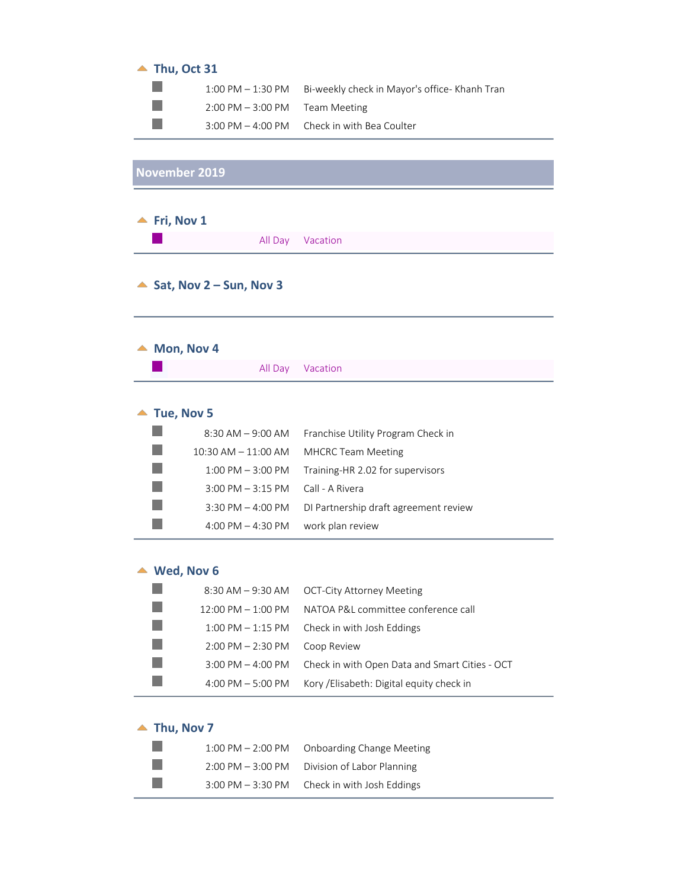### Thu, Oct 31

| Time | Event |
|---|---|
| 1:00 PM – 1:30 PM | Bi-weekly check in Mayor's office- Khanh Tran |
| 2:00 PM – 3:00 PM | Team Meeting |
| 3:00 PM – 4:00 PM | Check in with Bea Coulter |

## November 2019

### Fri, Nov 1

| Time | Event |
|---|---|
| All Day | Vacation |

### Sat, Nov 2 – Sun, Nov 3

### Mon, Nov 4

| Time | Event |
|---|---|
| All Day | Vacation |

### Tue, Nov 5

| Time | Event |
|---|---|
| 8:30 AM – 9:00 AM | Franchise Utility Program Check in |
| 10:30 AM – 11:00 AM | MHCRC Team Meeting |
| 1:00 PM – 3:00 PM | Training-HR 2.02 for supervisors |
| 3:00 PM – 3:15 PM | Call - A Rivera |
| 3:30 PM – 4:00 PM | DI Partnership draft agreement review |
| 4:00 PM – 4:30 PM | work plan review |

### Wed, Nov 6

| Time | Event |
|---|---|
| 8:30 AM – 9:30 AM | OCT-City Attorney Meeting |
| 12:00 PM – 1:00 PM | NATOA P&L committee conference call |
| 1:00 PM – 1:15 PM | Check in with Josh Eddings |
| 2:00 PM – 2:30 PM | Coop Review |
| 3:00 PM – 4:00 PM | Check in with Open Data and Smart Cities - OCT |
| 4:00 PM – 5:00 PM | Kory /Elisabeth: Digital equity check in |

### Thu, Nov 7

| Time | Event |
|---|---|
| 1:00 PM – 2:00 PM | Onboarding Change Meeting |
| 2:00 PM – 3:00 PM | Division of Labor Planning |
| 3:00 PM – 3:30 PM | Check in with Josh Eddings |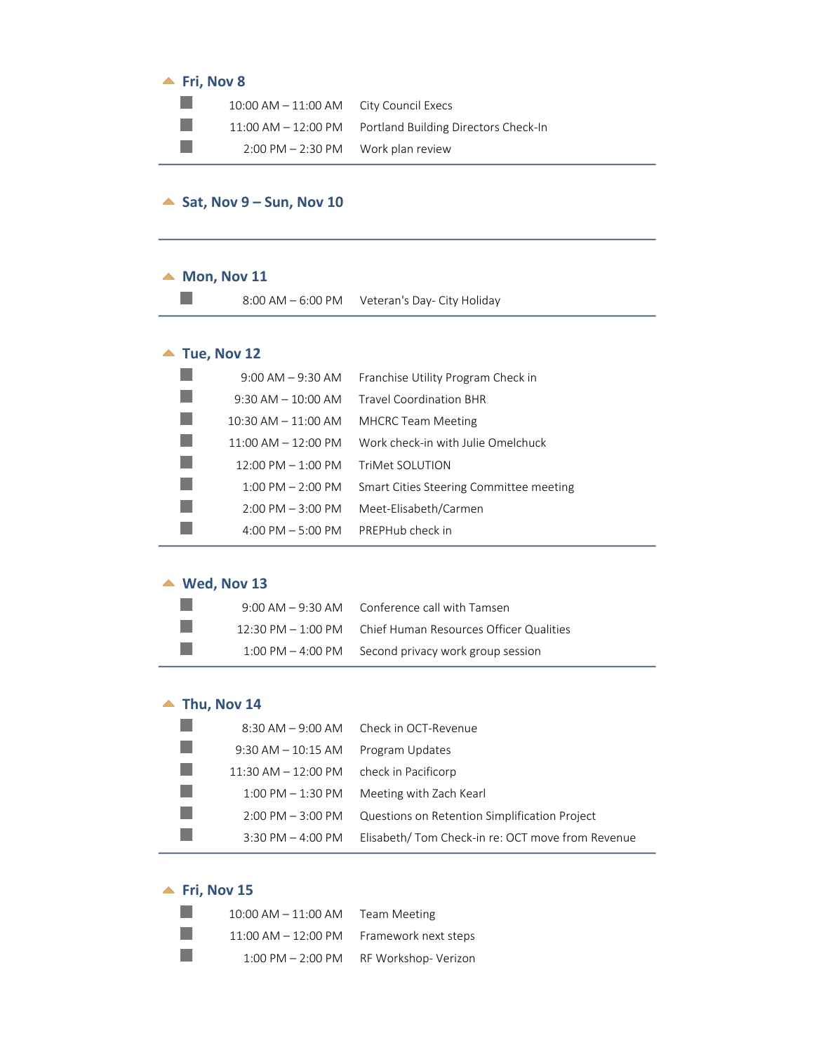## Fri, Nov 8

| | | |
|---|---|---|
| ■ | 10:00 AM – 11:00 AM | City Council Execs |
| ■ | 11:00 AM – 12:00 PM | Portland Building Directors Check-In |
| ■ | 2:00 PM – 2:30 PM | Work plan review |

## Sat, Nov 9 – Sun, Nov 10

## Mon, Nov 11

| | | |
|---|---|---|
| ■ | 8:00 AM – 6:00 PM | Veteran's Day- City Holiday |

## Tue, Nov 12

| | | |
|---|---|---|
| ■ | 9:00 AM – 9:30 AM | Franchise Utility Program Check in |
| ■ | 9:30 AM – 10:00 AM | Travel Coordination BHR |
| ■ | 10:30 AM – 11:00 AM | MHCRC Team Meeting |
| ■ | 11:00 AM – 12:00 PM | Work check-in with Julie Omelchuck |
| ■ | 12:00 PM – 1:00 PM | TriMet SOLUTION |
| ■ | 1:00 PM – 2:00 PM | Smart Cities Steering Committee meeting |
| ■ | 2:00 PM – 3:00 PM | Meet-Elisabeth/Carmen |
| ■ | 4:00 PM – 5:00 PM | PREPHub check in |

## Wed, Nov 13

| | | |
|---|---|---|
| ■ | 9:00 AM – 9:30 AM | Conference call with Tamsen |
| ■ | 12:30 PM – 1:00 PM | Chief Human Resources Officer Qualities |
| ■ | 1:00 PM – 4:00 PM | Second privacy work group session |

## Thu, Nov 14

| | | |
|---|---|---|
| ■ | 8:30 AM – 9:00 AM | Check in OCT-Revenue |
| ■ | 9:30 AM – 10:15 AM | Program Updates |
| ■ | 11:30 AM – 12:00 PM | check in Pacificorp |
| ■ | 1:00 PM – 1:30 PM | Meeting with Zach Kearl |
| ■ | 2:00 PM – 3:00 PM | Questions on Retention Simplification Project |
| ■ | 3:30 PM – 4:00 PM | Elisabeth/ Tom Check-in re: OCT move from Revenue |

## Fri, Nov 15

| | | |
|---|---|---|
| ■ | 10:00 AM – 11:00 AM | Team Meeting |
| ■ | 11:00 AM – 12:00 PM | Framework next steps |
| ■ | 1:00 PM – 2:00 PM | RF Workshop- Verizon |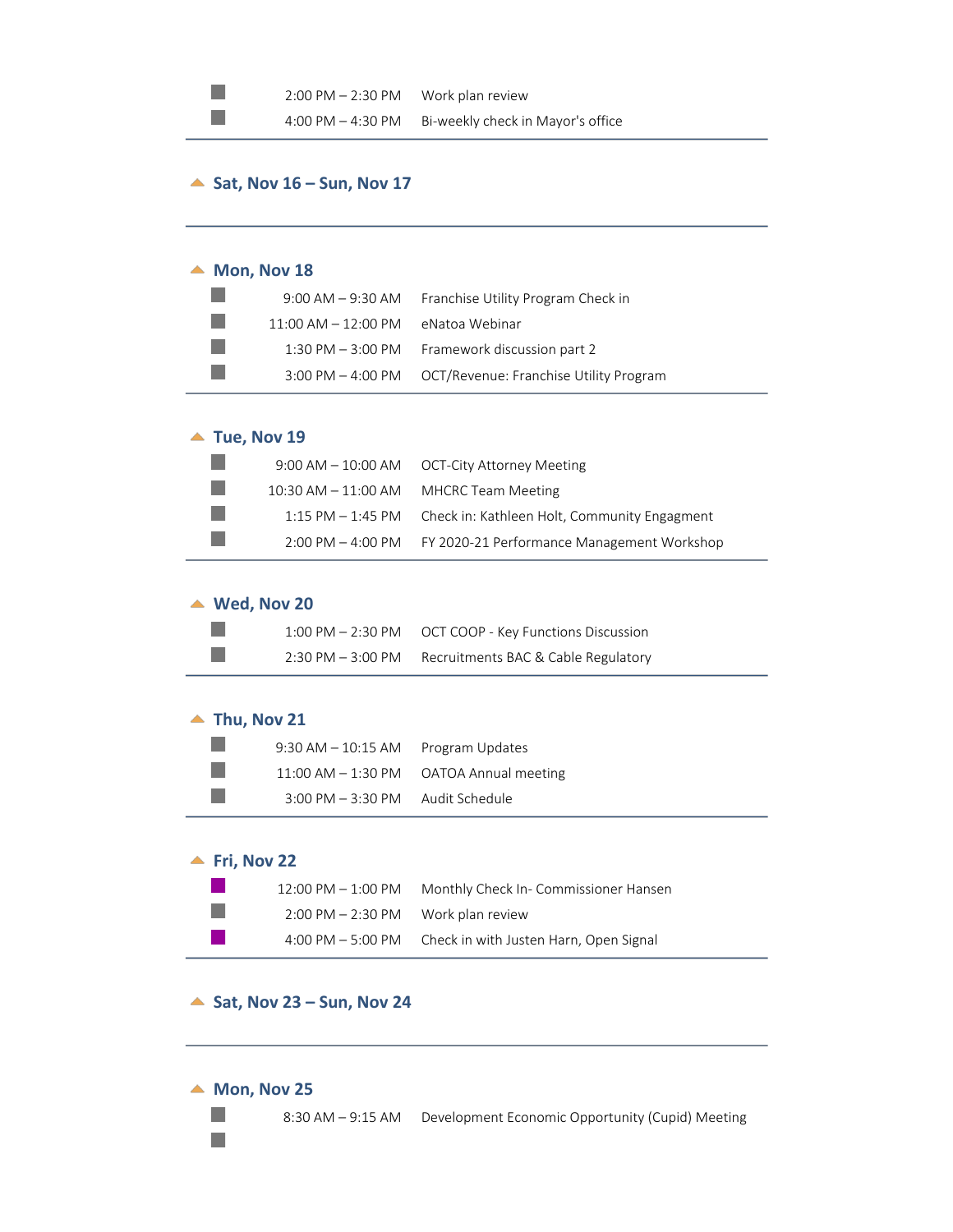- 2:00 PM – 2:30 PM Work plan review
- 4:00 PM – 4:30 PM Bi-weekly check in Mayor's office

## Sat, Nov 16 – Sun, Nov 17

## Mon, Nov 18

- 9:00 AM – 9:30 AM Franchise Utility Program Check in
- 11:00 AM – 12:00 PM eNatoa Webinar
- 1:30 PM – 3:00 PM Framework discussion part 2
- 3:00 PM – 4:00 PM OCT/Revenue: Franchise Utility Program

## Tue, Nov 19

- 9:00 AM – 10:00 AM OCT-City Attorney Meeting
- 10:30 AM – 11:00 AM MHCRC Team Meeting
- 1:15 PM – 1:45 PM Check in: Kathleen Holt, Community Engagment
- 2:00 PM – 4:00 PM FY 2020-21 Performance Management Workshop

## Wed, Nov 20

- 1:00 PM – 2:30 PM OCT COOP - Key Functions Discussion
- 2:30 PM – 3:00 PM Recruitments BAC & Cable Regulatory

## Thu, Nov 21

- 9:30 AM – 10:15 AM Program Updates
- 11:00 AM – 1:30 PM OATOA Annual meeting
- 3:00 PM – 3:30 PM Audit Schedule

## Fri, Nov 22

- 12:00 PM – 1:00 PM Monthly Check In- Commissioner Hansen
- 2:00 PM – 2:30 PM Work plan review
- 4:00 PM – 5:00 PM Check in with Justen Harn, Open Signal

## Sat, Nov 23 – Sun, Nov 24

## Mon, Nov 25

- 8:30 AM – 9:15 AM Development Economic Opportunity (Cupid) Meeting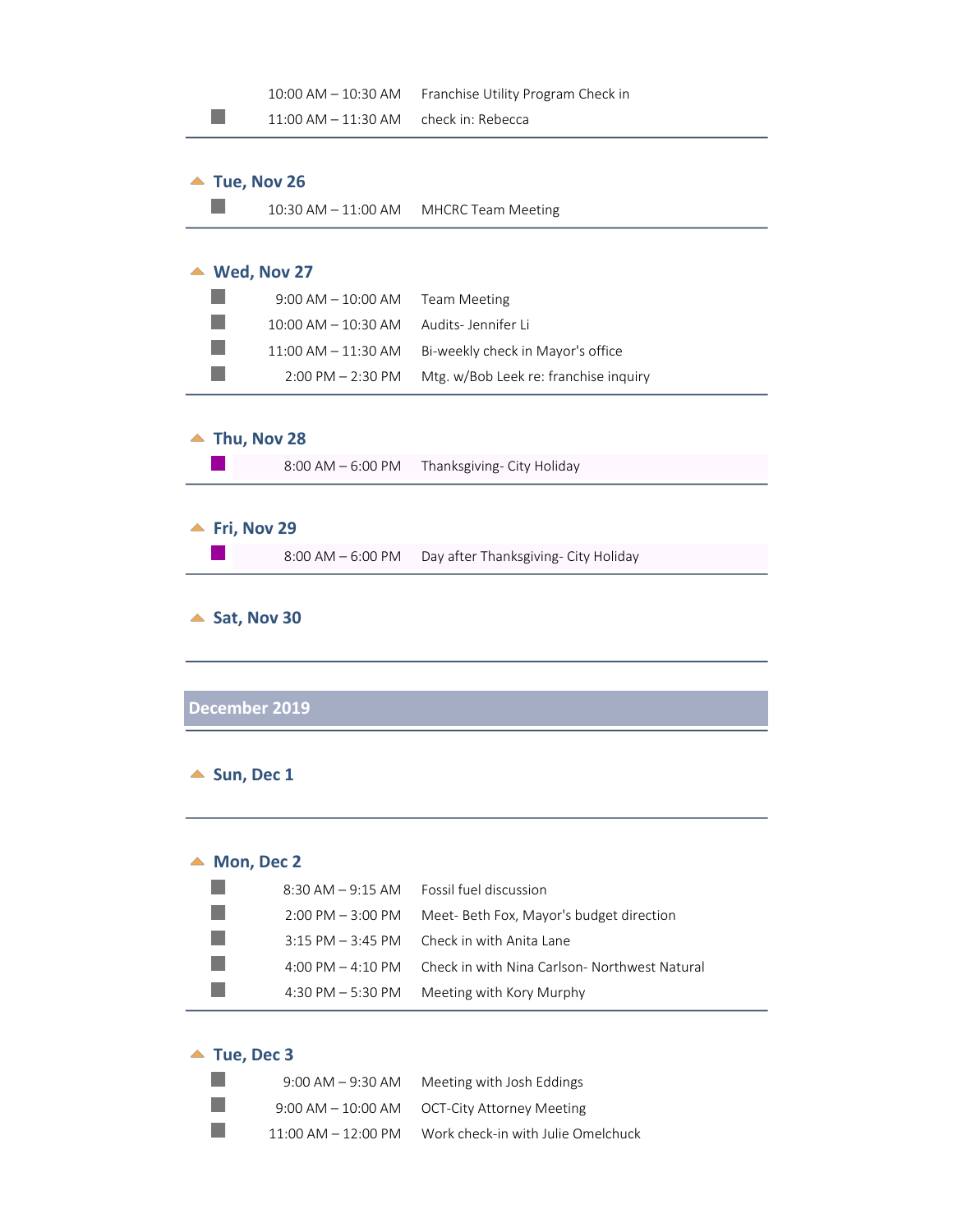| | |
|---|---|
| 10:00 AM – 10:30 AM | Franchise Utility Program Check in |
| 11:00 AM – 11:30 AM | check in: Rebecca |

### Tue, Nov 26

| | |
|---|---|
| 10:30 AM – 11:00 AM | MHCRC Team Meeting |

### Wed, Nov 27

| | |
|---|---|
| 9:00 AM – 10:00 AM | Team Meeting |
| 10:00 AM – 10:30 AM | Audits- Jennifer Li |
| 11:00 AM – 11:30 AM | Bi-weekly check in Mayor's office |
| 2:00 PM – 2:30 PM | Mtg. w/Bob Leek re: franchise inquiry |

### Thu, Nov 28

| | |
|---|---|
| 8:00 AM – 6:00 PM | Thanksgiving- City Holiday |

### Fri, Nov 29

| | |
|---|---|
| 8:00 AM – 6:00 PM | Day after Thanksgiving- City Holiday |

### Sat, Nov 30

## December 2019

### Sun, Dec 1

### Mon, Dec 2

| | |
|---|---|
| 8:30 AM – 9:15 AM | Fossil fuel discussion |
| 2:00 PM – 3:00 PM | Meet- Beth Fox, Mayor's budget direction |
| 3:15 PM – 3:45 PM | Check in with Anita Lane |
| 4:00 PM – 4:10 PM | Check in with Nina Carlson- Northwest Natural |
| 4:30 PM – 5:30 PM | Meeting with Kory Murphy |

### Tue, Dec 3

| | |
|---|---|
| 9:00 AM – 9:30 AM | Meeting with Josh Eddings |
| 9:00 AM – 10:00 AM | OCT-City Attorney Meeting |
| 11:00 AM – 12:00 PM | Work check-in with Julie Omelchuck |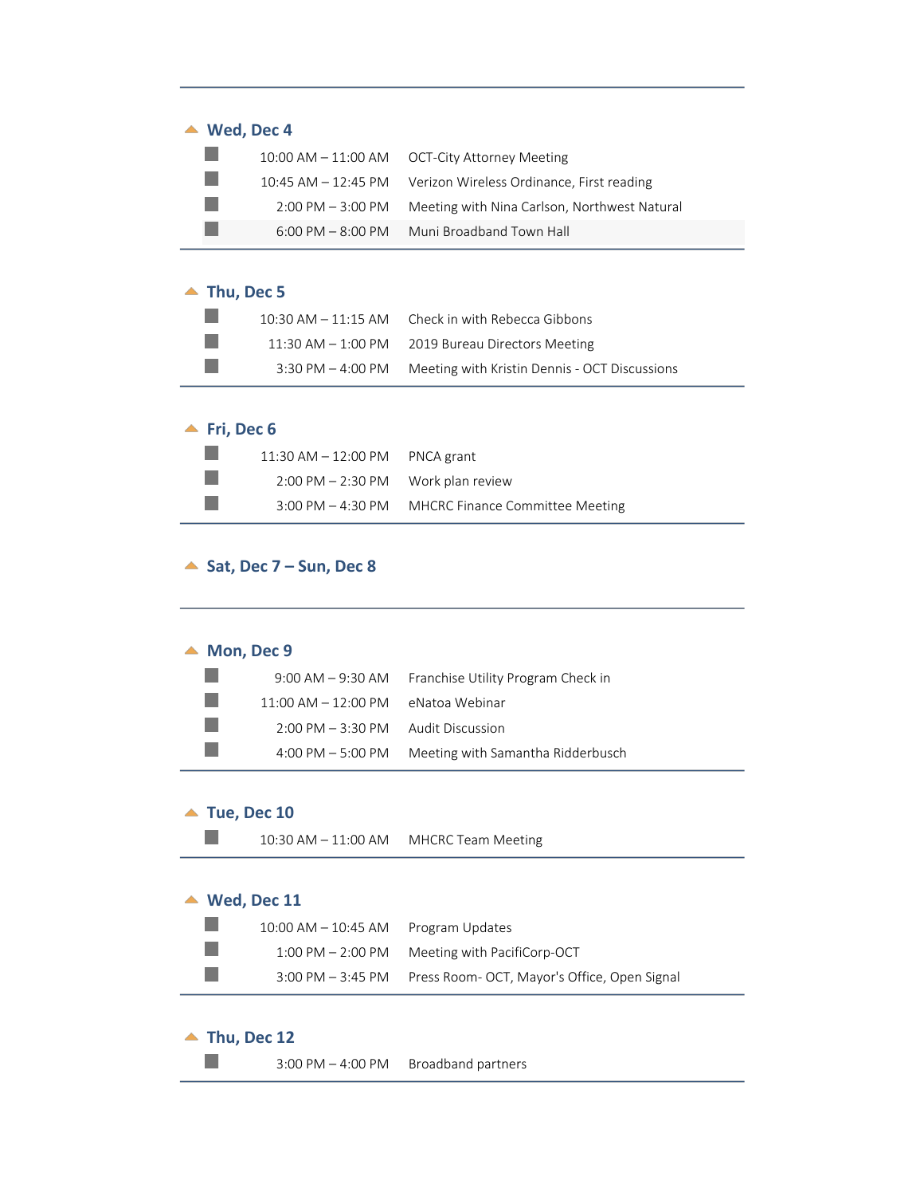## Wed, Dec 4

| | |
|---|---|
| 10:00 AM – 11:00 AM | OCT-City Attorney Meeting |
| 10:45 AM – 12:45 PM | Verizon Wireless Ordinance, First reading |
| 2:00 PM – 3:00 PM | Meeting with Nina Carlson, Northwest Natural |
| 6:00 PM – 8:00 PM | Muni Broadband Town Hall |

## Thu, Dec 5

| | |
|---|---|
| 10:30 AM – 11:15 AM | Check in with Rebecca Gibbons |
| 11:30 AM – 1:00 PM | 2019 Bureau Directors Meeting |
| 3:30 PM – 4:00 PM | Meeting with Kristin Dennis - OCT Discussions |

## Fri, Dec 6

| | |
|---|---|
| 11:30 AM – 12:00 PM | PNCA grant |
| 2:00 PM – 2:30 PM | Work plan review |
| 3:00 PM – 4:30 PM | MHCRC Finance Committee Meeting |

## Sat, Dec 7 – Sun, Dec 8

## Mon, Dec 9

| | |
|---|---|
| 9:00 AM – 9:30 AM | Franchise Utility Program Check in |
| 11:00 AM – 12:00 PM | eNatoa Webinar |
| 2:00 PM – 3:30 PM | Audit Discussion |
| 4:00 PM – 5:00 PM | Meeting with Samantha Ridderbusch |

## Tue, Dec 10

| | |
|---|---|
| 10:30 AM – 11:00 AM | MHCRC Team Meeting |

## Wed, Dec 11

| | |
|---|---|
| 10:00 AM – 10:45 AM | Program Updates |
| 1:00 PM – 2:00 PM | Meeting with PacifiCorp-OCT |
| 3:00 PM – 3:45 PM | Press Room- OCT, Mayor's Office, Open Signal |

## Thu, Dec 12

| | |
|---|---|
| 3:00 PM – 4:00 PM | Broadband partners |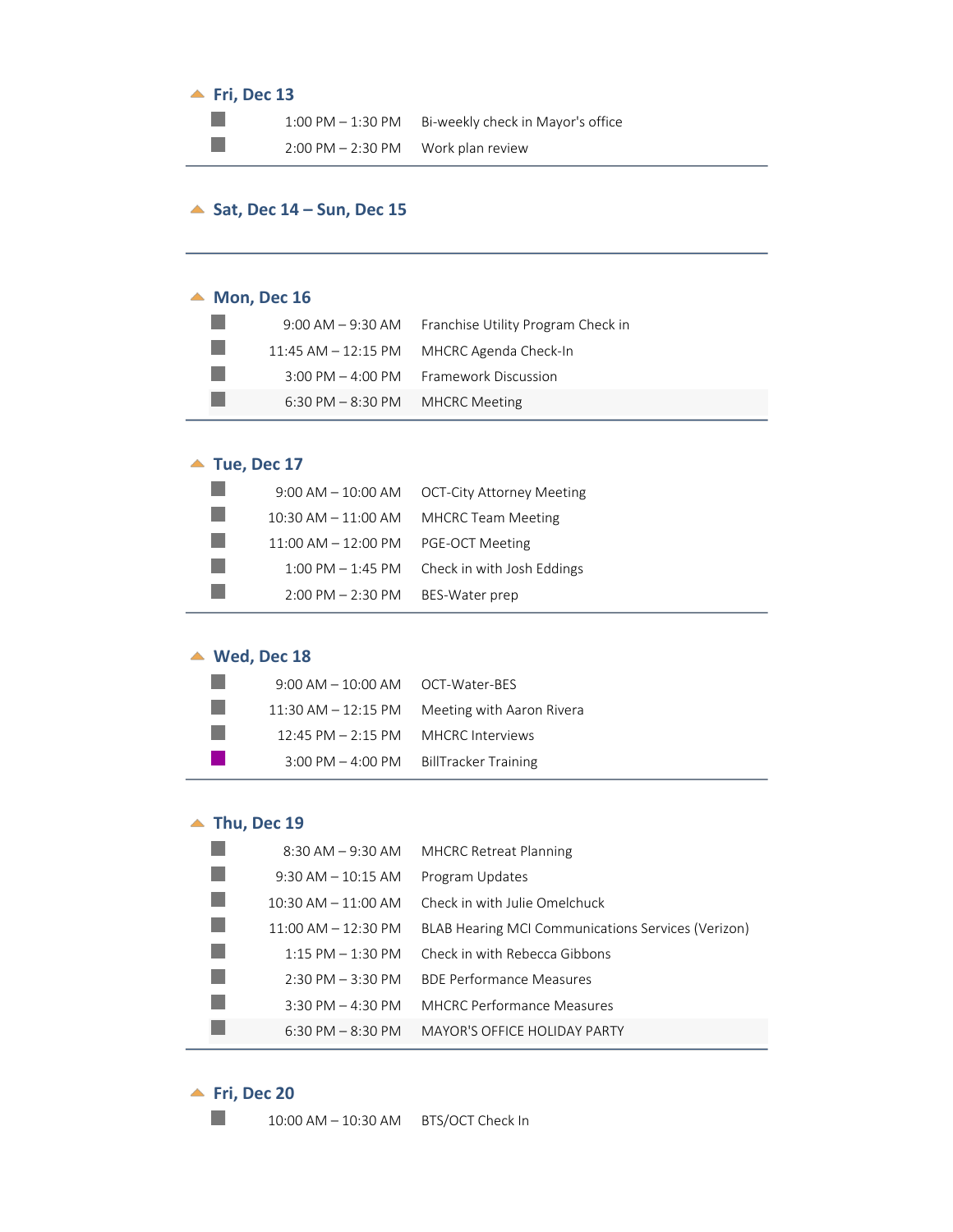## Fri, Dec 13

| | |
|---|---|
| 1:00 PM – 1:30 PM | Bi-weekly check in Mayor's office |
| 2:00 PM – 2:30 PM | Work plan review |

## Sat, Dec 14 – Sun, Dec 15

## Mon, Dec 16

| | |
|---|---|
| 9:00 AM – 9:30 AM | Franchise Utility Program Check in |
| 11:45 AM – 12:15 PM | MHCRC Agenda Check-In |
| 3:00 PM – 4:00 PM | Framework Discussion |
| 6:30 PM – 8:30 PM | MHCRC Meeting |

## Tue, Dec 17

| | |
|---|---|
| 9:00 AM – 10:00 AM | OCT-City Attorney Meeting |
| 10:30 AM – 11:00 AM | MHCRC Team Meeting |
| 11:00 AM – 12:00 PM | PGE-OCT Meeting |
| 1:00 PM – 1:45 PM | Check in with Josh Eddings |
| 2:00 PM – 2:30 PM | BES-Water prep |

## Wed, Dec 18

| | |
|---|---|
| 9:00 AM – 10:00 AM | OCT-Water-BES |
| 11:30 AM – 12:15 PM | Meeting with Aaron Rivera |
| 12:45 PM – 2:15 PM | MHCRC Interviews |
| 3:00 PM – 4:00 PM | BillTracker Training |

## Thu, Dec 19

| | |
|---|---|
| 8:30 AM – 9:30 AM | MHCRC Retreat Planning |
| 9:30 AM – 10:15 AM | Program Updates |
| 10:30 AM – 11:00 AM | Check in with Julie Omelchuck |
| 11:00 AM – 12:30 PM | BLAB Hearing MCI Communications Services (Verizon) |
| 1:15 PM – 1:30 PM | Check in with Rebecca Gibbons |
| 2:30 PM – 3:30 PM | BDE Performance Measures |
| 3:30 PM – 4:30 PM | MHCRC Performance Measures |
| 6:30 PM – 8:30 PM | MAYOR'S OFFICE HOLIDAY PARTY |

## Fri, Dec 20

| | |
|---|---|
| 10:00 AM – 10:30 AM | BTS/OCT Check In |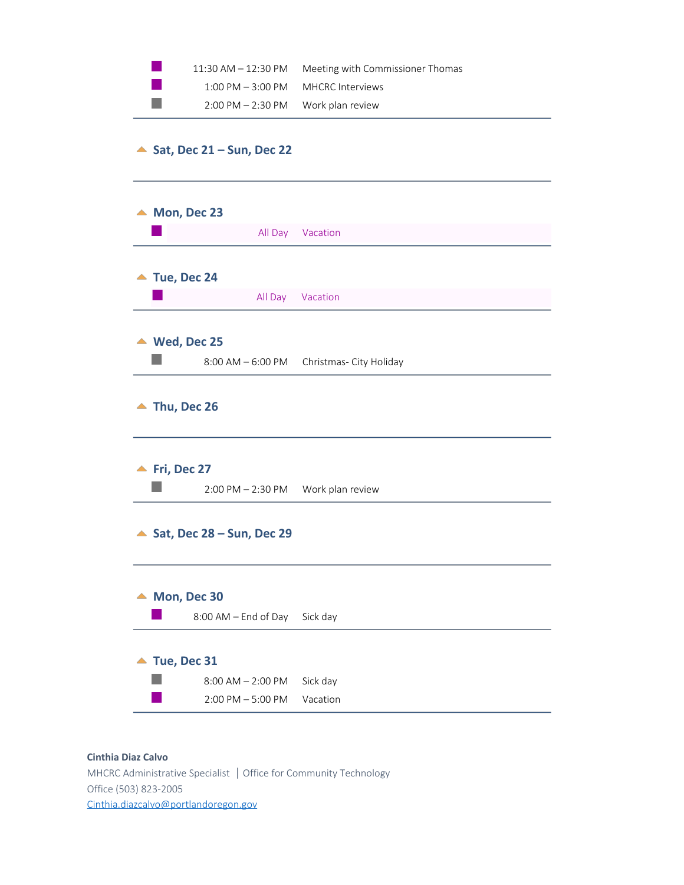| | |
|---|---|
| 11:30 AM – 12:30 PM | Meeting with Commissioner Thomas |
| 1:00 PM – 3:00 PM | MHCRC Interviews |
| 2:00 PM – 2:30 PM | Work plan review |

### Sat, Dec 21 – Sun, Dec 22

### Mon, Dec 23

| | |
|---|---|
| All Day | Vacation |

### Tue, Dec 24

| | |
|---|---|
| All Day | Vacation |

### Wed, Dec 25

| | |
|---|---|
| 8:00 AM – 6:00 PM | Christmas- City Holiday |

### Thu, Dec 26

### Fri, Dec 27

| | |
|---|---|
| 2:00 PM – 2:30 PM | Work plan review |

### Sat, Dec 28 – Sun, Dec 29

### Mon, Dec 30

| | |
|---|---|
| 8:00 AM – End of Day | Sick day |

### Tue, Dec 31

| | |
|---|---|
| 8:00 AM – 2:00 PM | Sick day |
| 2:00 PM – 5:00 PM | Vacation |

**Cinthia Diaz Calvo**
MHCRC Administrative Specialist | Office for Community Technology
Office (503) 823-2005
Cinthia.diazcalvo@portlandoregon.gov